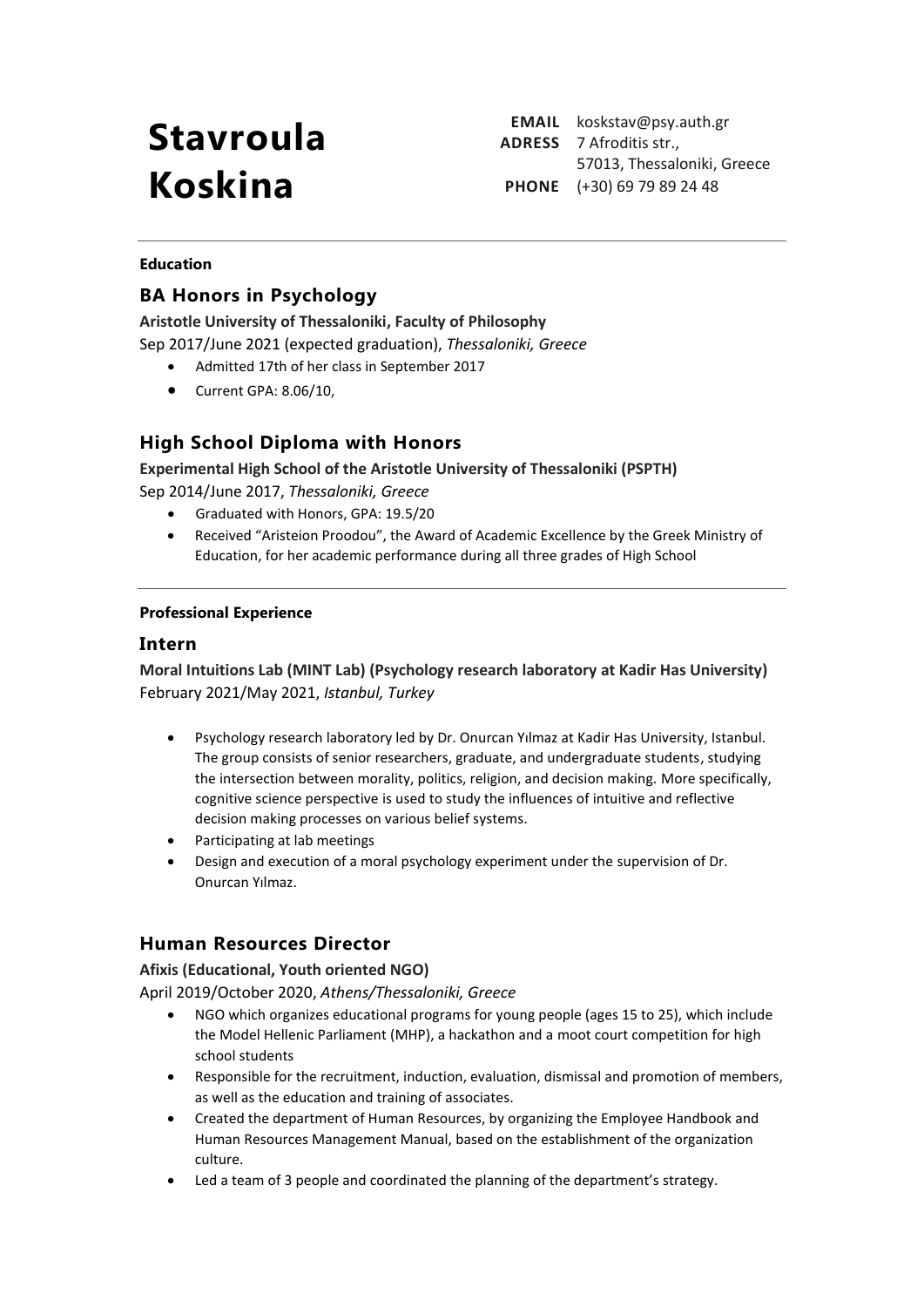# Stavroula Koskina

**EMAIL** koskstav@psy.auth.gr
**ADRESS** 7 Afroditis str., 57013, Thessaloniki, Greece
**PHONE** (+30) 69 79 89 24 48

---

**Education**

## BA Honors in Psychology

**Aristotle University of Thessaloniki, Faculty of Philosophy**
Sep 2017/June 2021 (expected graduation), *Thessaloniki, Greece*

- Admitted 17th of her class in September 2017
- Current GPA: 8.06/10,

## High School Diploma with Honors

**Experimental High School of the Aristotle University of Thessaloniki (PSPTH)**
Sep 2014/June 2017, *Thessaloniki, Greece*

- Graduated with Honors, GPA: 19.5/20
- Received "Aristeion Proodou", the Award of Academic Excellence by the Greek Ministry of Education, for her academic performance during all three grades of High School

---

**Professional Experience**

## Intern

**Moral Intuitions Lab (MINT Lab) (Psychology research laboratory at Kadir Has University)**
February 2021/May 2021, *Istanbul, Turkey*

- Psychology research laboratory led by Dr. Onurcan Yılmaz at Kadir Has University, Istanbul. The group consists of senior researchers, graduate, and undergraduate students, studying the intersection between morality, politics, religion, and decision making. More specifically, cognitive science perspective is used to study the influences of intuitive and reflective decision making processes on various belief systems.
- Participating at lab meetings
- Design and execution of a moral psychology experiment under the supervision of Dr. Onurcan Yılmaz.

## Human Resources Director

**Afixis (Educational, Youth oriented NGO)**
April 2019/October 2020, *Athens/Thessaloniki, Greece*

- NGO which organizes educational programs for young people (ages 15 to 25), which include the Model Hellenic Parliament (MHP), a hackathon and a moot court competition for high school students
- Responsible for the recruitment, induction, evaluation, dismissal and promotion of members, as well as the education and training of associates.
- Created the department of Human Resources, by organizing the Employee Handbook and Human Resources Management Manual, based on the establishment of the organization culture.
- Led a team of 3 people and coordinated the planning of the department's strategy.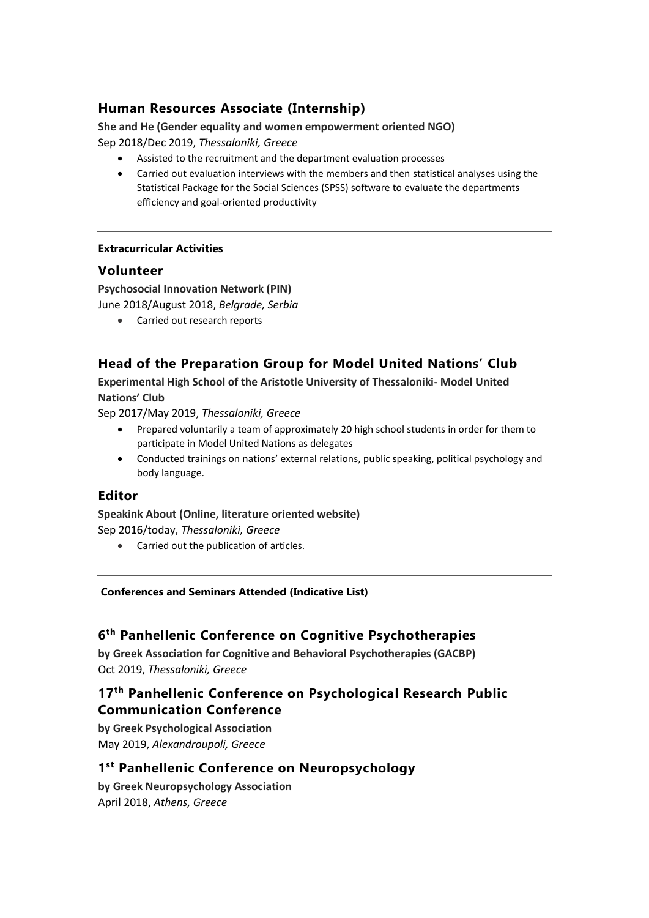### Human Resources Associate (Internship)

**She and He (Gender equality and women empowerment oriented NGO)**
Sep 2018/Dec 2019, *Thessaloniki, Greece*

- Assisted to the recruitment and the department evaluation processes
- Carried out evaluation interviews with the members and then statistical analyses using the Statistical Package for the Social Sciences (SPSS) software to evaluate the departments efficiency and goal-oriented productivity

---

**Extracurricular Activities**

### Volunteer

**Psychosocial Innovation Network (PIN)**
June 2018/August 2018, *Belgrade, Serbia*

- Carried out research reports

### Head of the Preparation Group for Model United Nations' Club

**Experimental High School of the Aristotle University of Thessaloniki- Model United Nations' Club**
Sep 2017/May 2019, *Thessaloniki, Greece*

- Prepared voluntarily a team of approximately 20 high school students in order for them to participate in Model United Nations as delegates
- Conducted trainings on nations' external relations, public speaking, political psychology and body language.

### Editor

**Speakink About (Online, literature oriented website)**
Sep 2016/today, *Thessaloniki, Greece*

- Carried out the publication of articles.

---

**Conferences and Seminars Attended (Indicative List)**

### 6th Panhellenic Conference on Cognitive Psychotherapies

**by Greek Association for Cognitive and Behavioral Psychotherapies (GACBP)**
Oct 2019, *Thessaloniki, Greece*

### 17th Panhellenic Conference on Psychological Research Public Communication Conference

**by Greek Psychological Association**
May 2019, *Alexandroupoli, Greece*

### 1st Panhellenic Conference on Neuropsychology

**by Greek Neuropsychology Association**
April 2018, *Athens, Greece*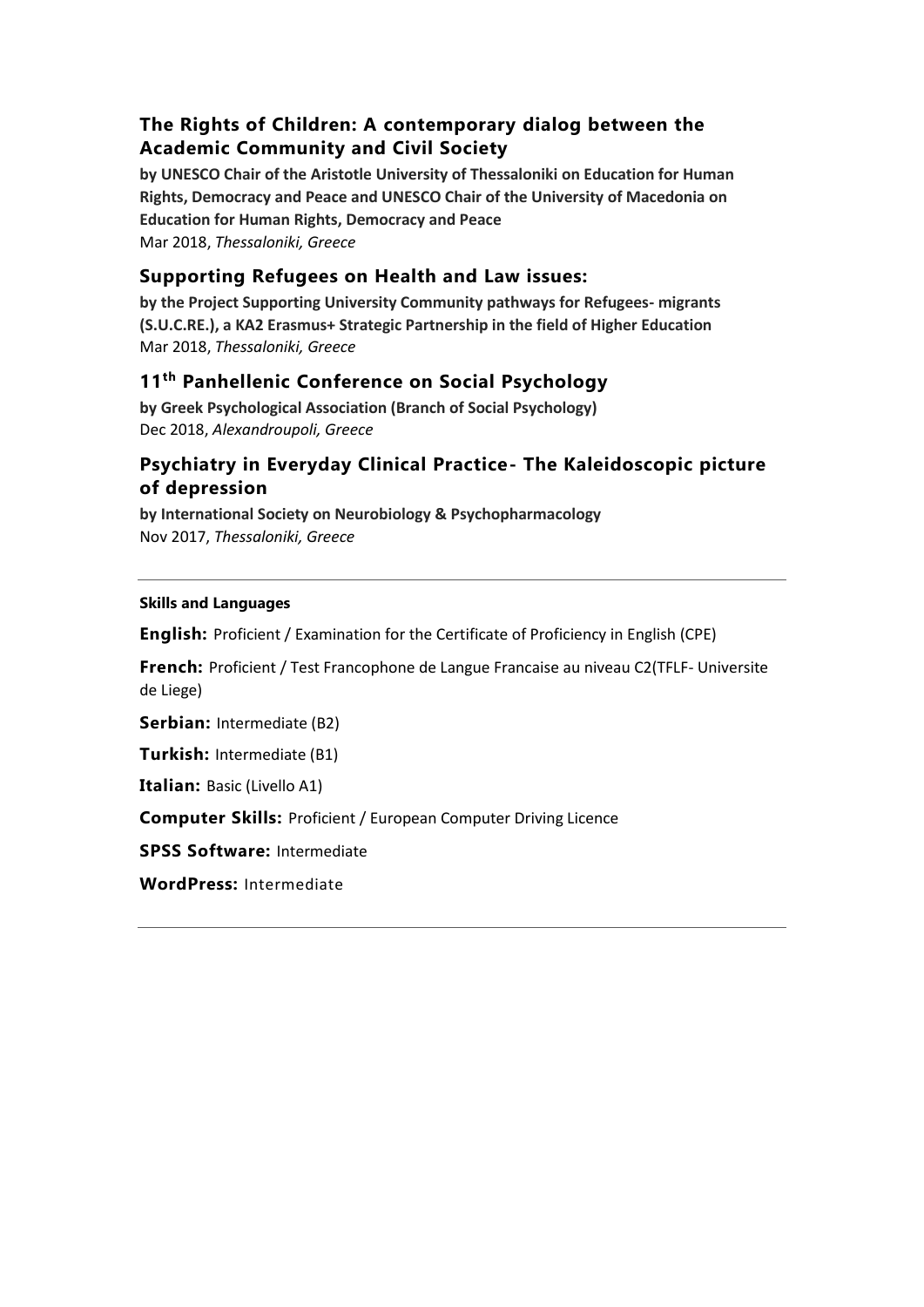### The Rights of Children: A contemporary dialog between the Academic Community and Civil Society

**by UNESCO Chair of the Aristotle University of Thessaloniki on Education for Human Rights, Democracy and Peace and UNESCO Chair of the University of Macedonia on Education for Human Rights, Democracy and Peace**
Mar 2018, *Thessaloniki, Greece*

### Supporting Refugees on Health and Law issues:

**by the Project Supporting University Community pathways for Refugees- migrants (S.U.C.RE.), a KA2 Erasmus+ Strategic Partnership in the field of Higher Education**
Mar 2018, *Thessaloniki, Greece*

### 11th Panhellenic Conference on Social Psychology

**by Greek Psychological Association (Branch of Social Psychology)**
Dec 2018, *Alexandroupoli, Greece*

### Psychiatry in Everyday Clinical Practice- The Kaleidoscopic picture of depression

**by International Society on Neurobiology & Psychopharmacology**
Nov 2017, *Thessaloniki, Greece*

---

#### Skills and Languages

**English:** Proficient / Examination for the Certificate of Proficiency in English (CPE)

**French:** Proficient / Test Francophone de Langue Francaise au niveau C2(TFLF- Universite de Liege)

**Serbian:** Intermediate (B2)

**Turkish:** Intermediate (B1)

**Italian:** Basic (Livello A1)

**Computer Skills:** Proficient / European Computer Driving Licence

**SPSS Software:** Intermediate

**WordPress:** Intermediate

---